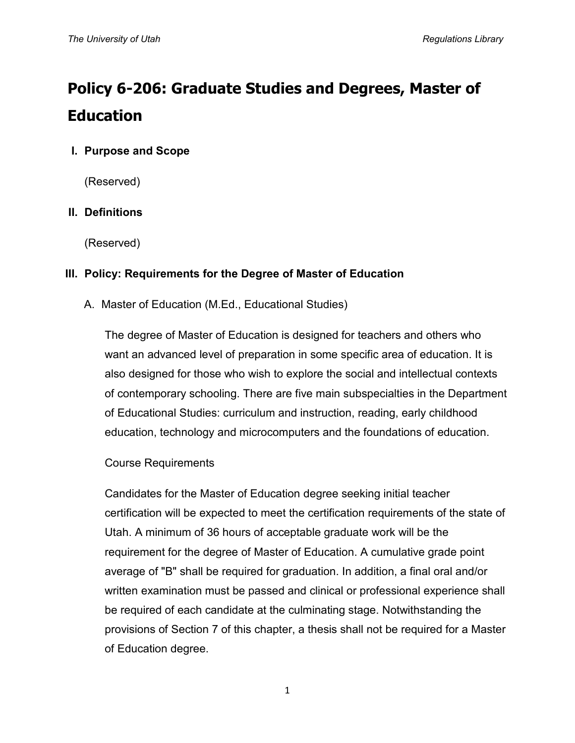# Policy 6-206: Graduate Studies and Degrees, Master of Education

## I. Purpose and Scope

(Reserved)

## II. Definitions

(Reserved)

## III. Policy: Requirements for the Degree of Master of Education

### A. Master of Education (M.Ed., Educational Studies)

The degree of Master of Education is designed for teachers and others who want an advanced level of preparation in some specific area of education. It is also designed for those who wish to explore the social and intellectual contexts of contemporary schooling. There are five main subspecialties in the Department of Educational Studies: curriculum and instruction, reading, early childhood education, technology and microcomputers and the foundations of education.

Course Requirements

Candidates for the Master of Education degree seeking initial teacher certification will be expected to meet the certification requirements of the state of Utah. A minimum of 36 hours of acceptable graduate work will be the requirement for the degree of Master of Education. A cumulative grade point average of "B" shall be required for graduation. In addition, a final oral and/or written examination must be passed and clinical or professional experience shall be required of each candidate at the culminating stage. Notwithstanding the provisions of Section 7 of this chapter, a thesis shall not be required for a Master of Education degree.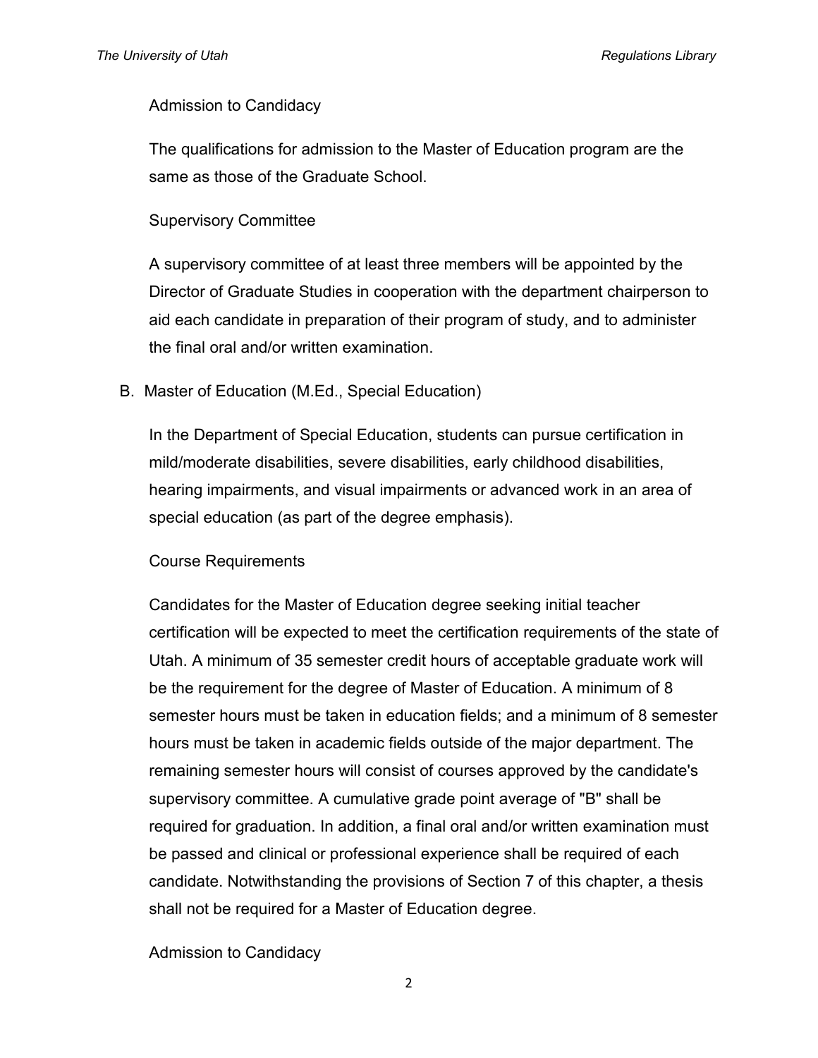Admission to Candidacy

The qualifications for admission to the Master of Education program are the same as those of the Graduate School.

Supervisory Committee

A supervisory committee of at least three members will be appointed by the Director of Graduate Studies in cooperation with the department chairperson to aid each candidate in preparation of their program of study, and to administer the final oral and/or written examination.

B. Master of Education (M.Ed., Special Education)

In the Department of Special Education, students can pursue certification in mild/moderate disabilities, severe disabilities, early childhood disabilities, hearing impairments, and visual impairments or advanced work in an area of special education (as part of the degree emphasis).

Course Requirements

Candidates for the Master of Education degree seeking initial teacher certification will be expected to meet the certification requirements of the state of Utah. A minimum of 35 semester credit hours of acceptable graduate work will be the requirement for the degree of Master of Education. A minimum of 8 semester hours must be taken in education fields; and a minimum of 8 semester hours must be taken in academic fields outside of the major department. The remaining semester hours will consist of courses approved by the candidate's supervisory committee. A cumulative grade point average of "B" shall be required for graduation. In addition, a final oral and/or written examination must be passed and clinical or professional experience shall be required of each candidate. Notwithstanding the provisions of Section 7 of this chapter, a thesis shall not be required for a Master of Education degree.

Admission to Candidacy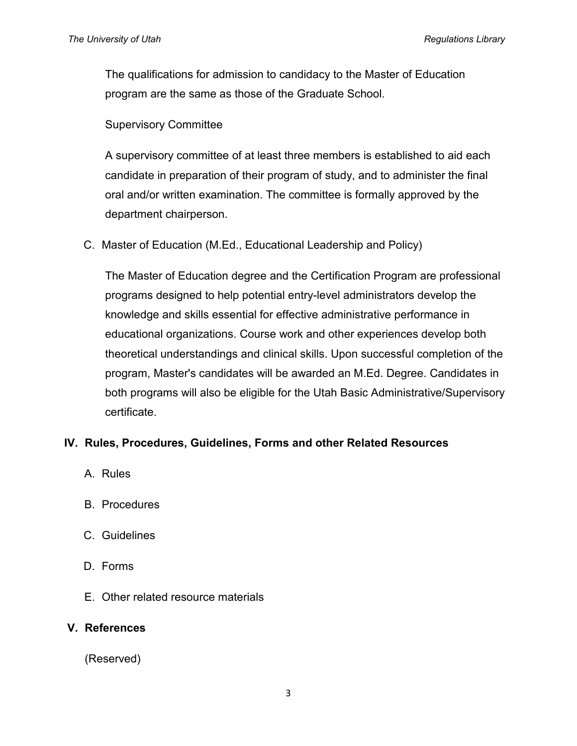The qualifications for admission to candidacy to the Master of Education program are the same as those of the Graduate School.

Supervisory Committee

A supervisory committee of at least three members is established to aid each candidate in preparation of their program of study, and to administer the final oral and/or written examination. The committee is formally approved by the department chairperson.

C. Master of Education (M.Ed., Educational Leadership and Policy)

The Master of Education degree and the Certification Program are professional programs designed to help potential entry-level administrators develop the knowledge and skills essential for effective administrative performance in educational organizations. Course work and other experiences develop both theoretical understandings and clinical skills. Upon successful completion of the program, Master's candidates will be awarded an M.Ed. Degree. Candidates in both programs will also be eligible for the Utah Basic Administrative/Supervisory certificate.

## IV. Rules, Procedures, Guidelines, Forms and other Related Resources

A. Rules

B. Procedures

C. Guidelines

D. Forms

E. Other related resource materials

## V. References

(Reserved)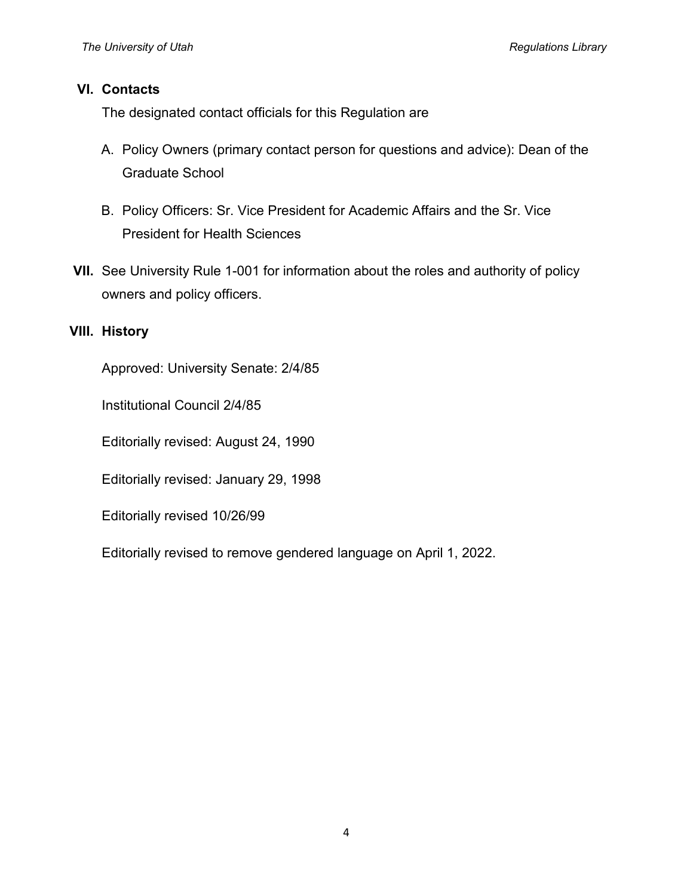## VI. Contacts

The designated contact officials for this Regulation are

A. Policy Owners (primary contact person for questions and advice): Dean of the Graduate School

B. Policy Officers: Sr. Vice President for Academic Affairs and the Sr. Vice President for Health Sciences

**VII.** See University Rule 1-001 for information about the roles and authority of policy owners and policy officers.

## VIII. History

Approved: University Senate: 2/4/85

Institutional Council 2/4/85

Editorially revised: August 24, 1990

Editorially revised: January 29, 1998

Editorially revised 10/26/99

Editorially revised to remove gendered language on April 1, 2022.